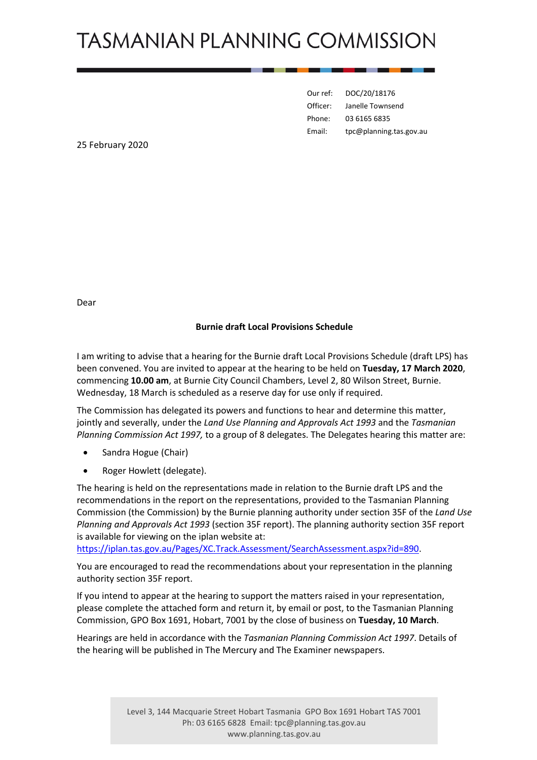# TASMANIAN PLANNING COMMISSION

| | |
|---|---|
| Our ref: | DOC/20/18176 |
| Officer: | Janelle Townsend |
| Phone: | 03 6165 6835 |
| Email: | tpc@planning.tas.gov.au |

25 February 2020

Dear

**Burnie draft Local Provisions Schedule**

I am writing to advise that a hearing for the Burnie draft Local Provisions Schedule (draft LPS) has been convened. You are invited to appear at the hearing to be held on **Tuesday, 17 March 2020**, commencing **10.00 am**, at Burnie City Council Chambers, Level 2, 80 Wilson Street, Burnie. Wednesday, 18 March is scheduled as a reserve day for use only if required.

The Commission has delegated its powers and functions to hear and determine this matter, jointly and severally, under the *Land Use Planning and Approvals Act 1993* and the *Tasmanian Planning Commission Act 1997,* to a group of 8 delegates. The Delegates hearing this matter are:

- Sandra Hogue (Chair)
- Roger Howlett (delegate).

The hearing is held on the representations made in relation to the Burnie draft LPS and the recommendations in the report on the representations, provided to the Tasmanian Planning Commission (the Commission) by the Burnie planning authority under section 35F of the *Land Use Planning and Approvals Act 1993* (section 35F report). The planning authority section 35F report is available for viewing on the iplan website at: https://iplan.tas.gov.au/Pages/XC.Track.Assessment/SearchAssessment.aspx?id=890.

You are encouraged to read the recommendations about your representation in the planning authority section 35F report.

If you intend to appear at the hearing to support the matters raised in your representation, please complete the attached form and return it, by email or post, to the Tasmanian Planning Commission, GPO Box 1691, Hobart, 7001 by the close of business on **Tuesday, 10 March**.

Hearings are held in accordance with the *Tasmanian Planning Commission Act 1997*. Details of the hearing will be published in The Mercury and The Examiner newspapers.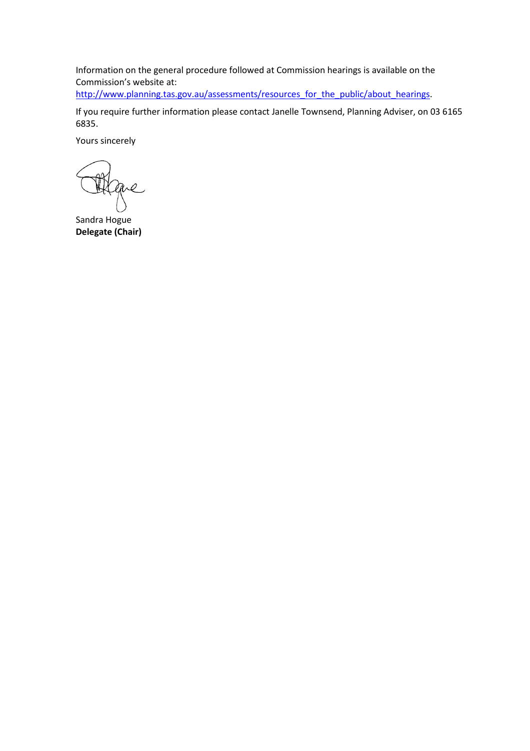Information on the general procedure followed at Commission hearings is available on the Commission's website at:
http://www.planning.tas.gov.au/assessments/resources_for_the_public/about_hearings.

If you require further information please contact Janelle Townsend, Planning Adviser, on 03 6165 6835.

Yours sincerely

Sandra Hogue
**Delegate (Chair)**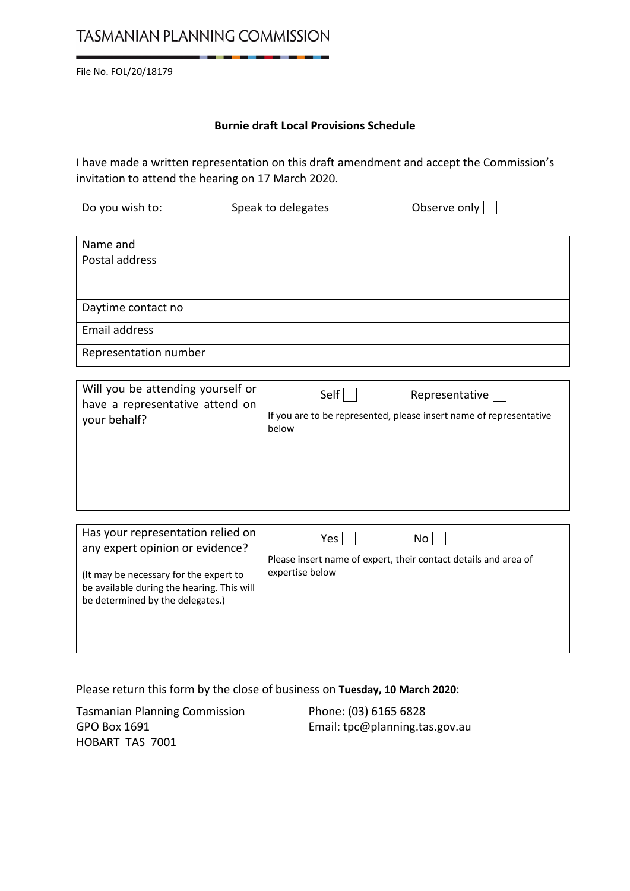# TASMANIAN PLANNING COMMISSION

File No. FOL/20/18179

**Burnie draft Local Provisions Schedule**

I have made a written representation on this draft amendment and accept the Commission's invitation to attend the hearing on 17 March 2020.

Do you wish to: Speak to delegates ☐ Observe only ☐

| | |
|---|---|
| Name and Postal address | |
| Daytime contact no | |
| Email address | |
| Representation number | |

| | |
|---|---|
| Will you be attending yourself or have a representative attend on your behalf? | Self ☐ Representative ☐<br>If you are to be represented, please insert name of representative below |

| | |
|---|---|
| Has your representation relied on any expert opinion or evidence?<br>(It may be necessary for the expert to be available during the hearing. This will be determined by the delegates.) | Yes ☐ No ☐<br>Please insert name of expert, their contact details and area of expertise below |

Please return this form by the close of business on **Tuesday, 10 March 2020**:

Tasmanian Planning Commission
GPO Box 1691
HOBART TAS 7001

Phone: (03) 6165 6828
Email: tpc@planning.tas.gov.au